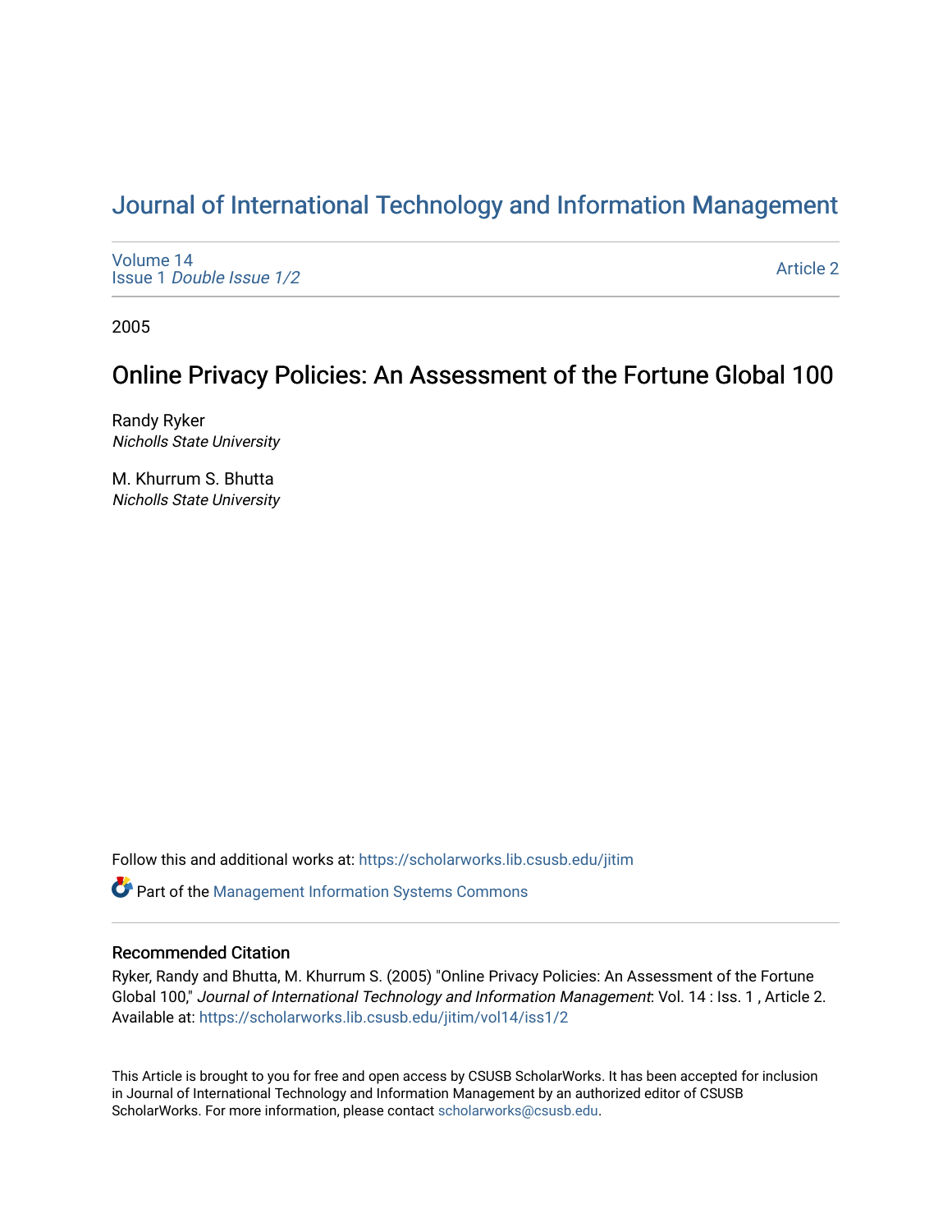# Journal of International Technology and Information Management

Volume 14
Issue 1 *Double Issue 1/2*

Article 2

2005

## Online Privacy Policies: An Assessment of the Fortune Global 100

Randy Ryker
*Nicholls State University*

M. Khurrum S. Bhutta
*Nicholls State University*

Follow this and additional works at: https://scholarworks.lib.csusb.edu/jitim

Part of the Management Information Systems Commons

### Recommended Citation

Ryker, Randy and Bhutta, M. Khurrum S. (2005) "Online Privacy Policies: An Assessment of the Fortune Global 100," *Journal of International Technology and Information Management*: Vol. 14 : Iss. 1 , Article 2.
Available at: https://scholarworks.lib.csusb.edu/jitim/vol14/iss1/2

This Article is brought to you for free and open access by CSUSB ScholarWorks. It has been accepted for inclusion in Journal of International Technology and Information Management by an authorized editor of CSUSB ScholarWorks. For more information, please contact scholarworks@csusb.edu.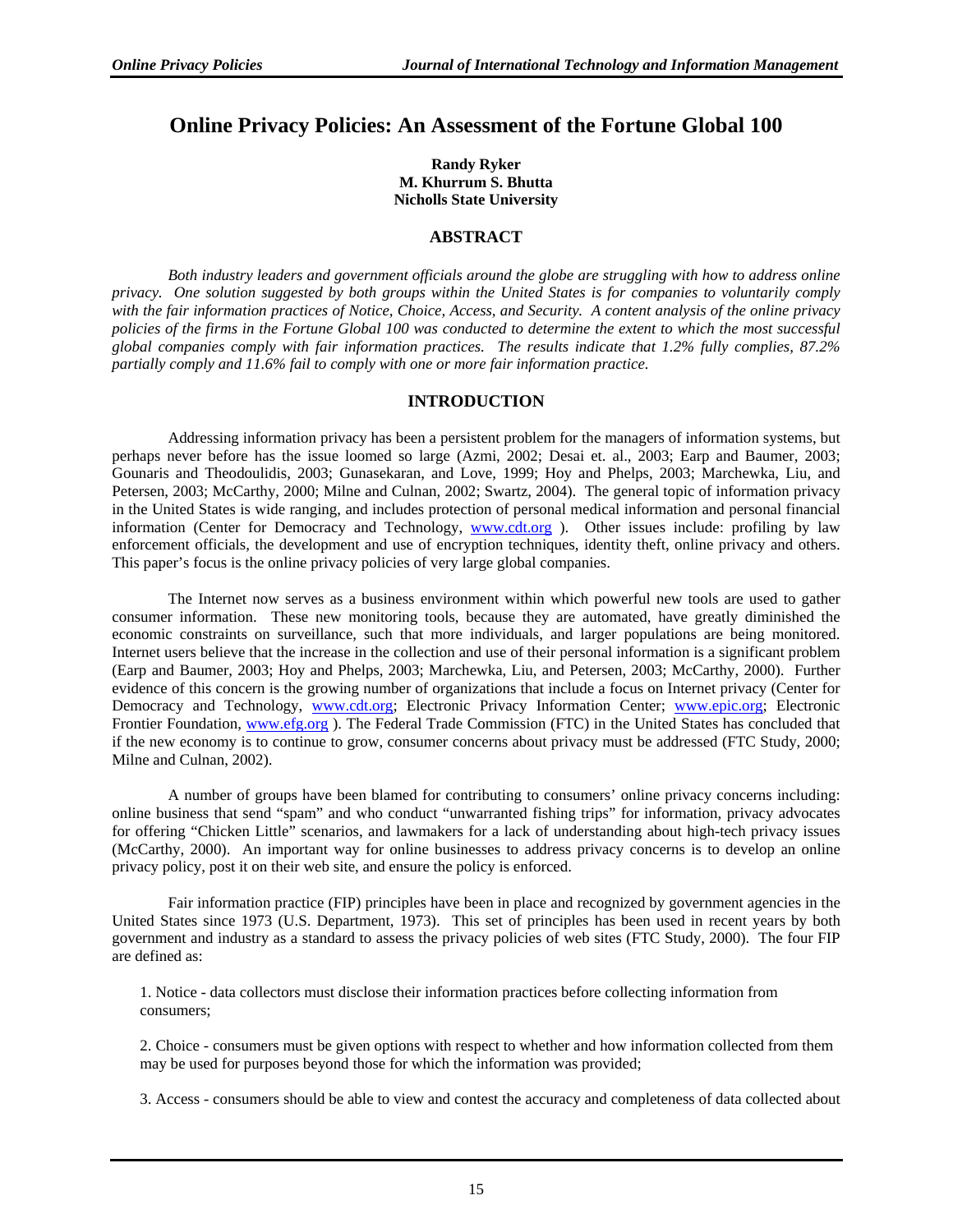# Online Privacy Policies: An Assessment of the Fortune Global 100

**Randy Ryker**
**M. Khurrum S. Bhutta**
**Nicholls State University**

## ABSTRACT

*Both industry leaders and government officials around the globe are struggling with how to address online privacy. One solution suggested by both groups within the United States is for companies to voluntarily comply with the fair information practices of Notice, Choice, Access, and Security. A content analysis of the online privacy policies of the firms in the Fortune Global 100 was conducted to determine the extent to which the most successful global companies comply with fair information practices. The results indicate that 1.2% fully complies, 87.2% partially comply and 11.6% fail to comply with one or more fair information practice.*

## INTRODUCTION

Addressing information privacy has been a persistent problem for the managers of information systems, but perhaps never before has the issue loomed so large (Azmi, 2002; Desai et. al., 2003; Earp and Baumer, 2003; Gounaris and Theodoulidis, 2003; Gunasekaran, and Love, 1999; Hoy and Phelps, 2003; Marchewka, Liu, and Petersen, 2003; McCarthy, 2000; Milne and Culnan, 2002; Swartz, 2004). The general topic of information privacy in the United States is wide ranging, and includes protection of personal medical information and personal financial information (Center for Democracy and Technology, www.cdt.org ). Other issues include: profiling by law enforcement officials, the development and use of encryption techniques, identity theft, online privacy and others. This paper's focus is the online privacy policies of very large global companies.

The Internet now serves as a business environment within which powerful new tools are used to gather consumer information. These new monitoring tools, because they are automated, have greatly diminished the economic constraints on surveillance, such that more individuals, and larger populations are being monitored. Internet users believe that the increase in the collection and use of their personal information is a significant problem (Earp and Baumer, 2003; Hoy and Phelps, 2003; Marchewka, Liu, and Petersen, 2003; McCarthy, 2000). Further evidence of this concern is the growing number of organizations that include a focus on Internet privacy (Center for Democracy and Technology, www.cdt.org; Electronic Privacy Information Center; www.epic.org; Electronic Frontier Foundation, www.efg.org ). The Federal Trade Commission (FTC) in the United States has concluded that if the new economy is to continue to grow, consumer concerns about privacy must be addressed (FTC Study, 2000; Milne and Culnan, 2002).

A number of groups have been blamed for contributing to consumers' online privacy concerns including: online business that send "spam" and who conduct "unwarranted fishing trips" for information, privacy advocates for offering "Chicken Little" scenarios, and lawmakers for a lack of understanding about high-tech privacy issues (McCarthy, 2000). An important way for online businesses to address privacy concerns is to develop an online privacy policy, post it on their web site, and ensure the policy is enforced.

Fair information practice (FIP) principles have been in place and recognized by government agencies in the United States since 1973 (U.S. Department, 1973). This set of principles has been used in recent years by both government and industry as a standard to assess the privacy policies of web sites (FTC Study, 2000). The four FIP are defined as:

1. Notice - data collectors must disclose their information practices before collecting information from consumers;

2. Choice - consumers must be given options with respect to whether and how information collected from them may be used for purposes beyond those for which the information was provided;

3. Access - consumers should be able to view and contest the accuracy and completeness of data collected about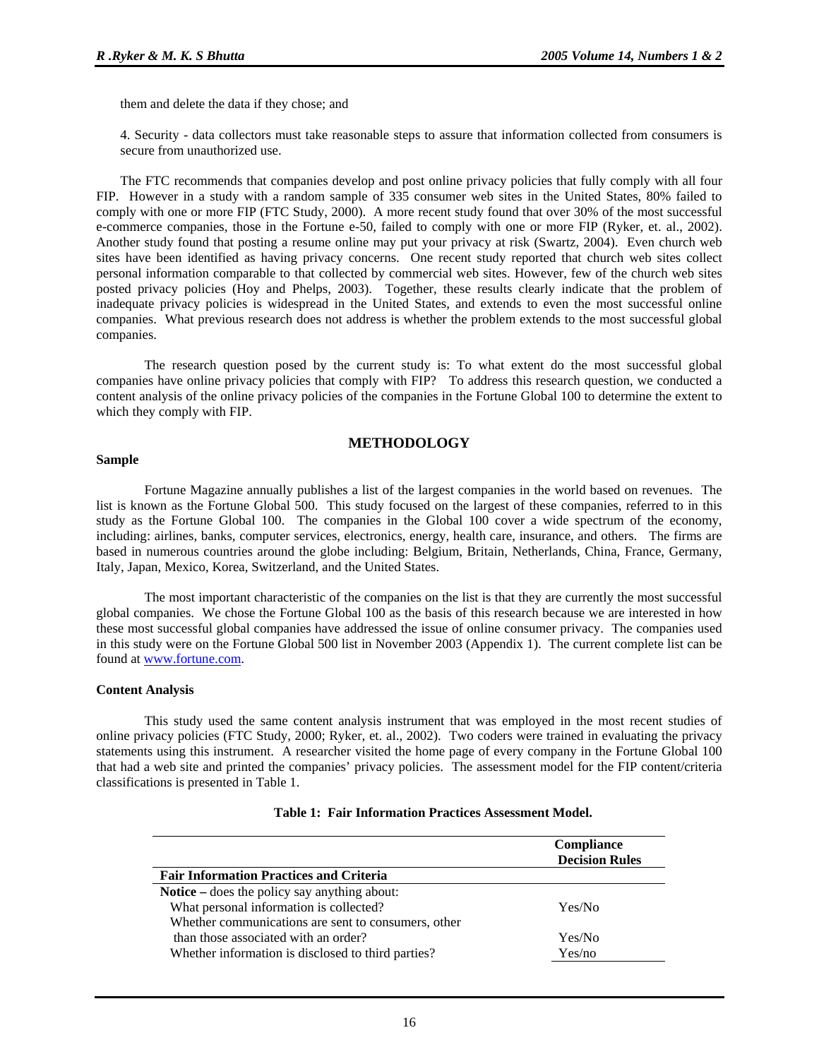them and delete the data if they chose; and

4. Security - data collectors must take reasonable steps to assure that information collected from consumers is secure from unauthorized use.

The FTC recommends that companies develop and post online privacy policies that fully comply with all four FIP. However in a study with a random sample of 335 consumer web sites in the United States, 80% failed to comply with one or more FIP (FTC Study, 2000). A more recent study found that over 30% of the most successful e-commerce companies, those in the Fortune e-50, failed to comply with one or more FIP (Ryker, et. al., 2002). Another study found that posting a resume online may put your privacy at risk (Swartz, 2004). Even church web sites have been identified as having privacy concerns. One recent study reported that church web sites collect personal information comparable to that collected by commercial web sites. However, few of the church web sites posted privacy policies (Hoy and Phelps, 2003). Together, these results clearly indicate that the problem of inadequate privacy policies is widespread in the United States, and extends to even the most successful online companies. What previous research does not address is whether the problem extends to the most successful global companies.

The research question posed by the current study is: To what extent do the most successful global companies have online privacy policies that comply with FIP? To address this research question, we conducted a content analysis of the online privacy policies of the companies in the Fortune Global 100 to determine the extent to which they comply with FIP.

## METHODOLOGY

### Sample

Fortune Magazine annually publishes a list of the largest companies in the world based on revenues. The list is known as the Fortune Global 500. This study focused on the largest of these companies, referred to in this study as the Fortune Global 100. The companies in the Global 100 cover a wide spectrum of the economy, including: airlines, banks, computer services, electronics, energy, health care, insurance, and others. The firms are based in numerous countries around the globe including: Belgium, Britain, Netherlands, China, France, Germany, Italy, Japan, Mexico, Korea, Switzerland, and the United States.

The most important characteristic of the companies on the list is that they are currently the most successful global companies. We chose the Fortune Global 100 as the basis of this research because we are interested in how these most successful global companies have addressed the issue of online consumer privacy. The companies used in this study were on the Fortune Global 500 list in November 2003 (Appendix 1). The current complete list can be found at www.fortune.com.

### Content Analysis

This study used the same content analysis instrument that was employed in the most recent studies of online privacy policies (FTC Study, 2000; Ryker, et. al., 2002). Two coders were trained in evaluating the privacy statements using this instrument. A researcher visited the home page of every company in the Fortune Global 100 that had a web site and printed the companies' privacy policies. The assessment model for the FIP content/criteria classifications is presented in Table 1.

**Table 1: Fair Information Practices Assessment Model.**

| Fair Information Practices and Criteria | Compliance Decision Rules |
|---|---|
| **Notice** – does the policy say anything about: | |
| What personal information is collected? | Yes/No |
| Whether communications are sent to consumers, other than those associated with an order? | Yes/No |
| Whether information is disclosed to third parties? | Yes/no |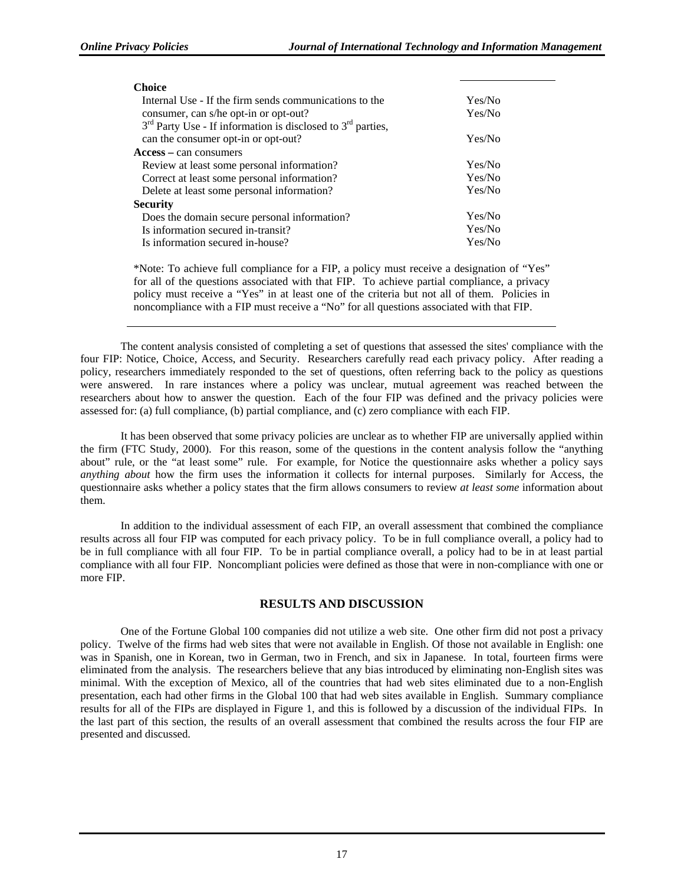| | |
|---|---|
| **Choice** | |
| Internal Use - If the firm sends communications to the consumer, can s/he opt-in or opt-out? | Yes/No<br>Yes/No |
| 3rd Party Use - If information is disclosed to 3rd parties, can the consumer opt-in or opt-out? | Yes/No |
| **Access** – can consumers | |
| Review at least some personal information? | Yes/No |
| Correct at least some personal information? | Yes/No |
| Delete at least some personal information? | Yes/No |
| **Security** | |
| Does the domain secure personal information? | Yes/No |
| Is information secured in-transit? | Yes/No |
| Is information secured in-house? | Yes/No |

*Note: To achieve full compliance for a FIP, a policy must receive a designation of "Yes" for all of the questions associated with that FIP. To achieve partial compliance, a privacy policy must receive a "Yes" in at least one of the criteria but not all of them. Policies in noncompliance with a FIP must receive a "No" for all questions associated with that FIP.

The content analysis consisted of completing a set of questions that assessed the sites' compliance with the four FIP: Notice, Choice, Access, and Security. Researchers carefully read each privacy policy. After reading a policy, researchers immediately responded to the set of questions, often referring back to the policy as questions were answered. In rare instances where a policy was unclear, mutual agreement was reached between the researchers about how to answer the question. Each of the four FIP was defined and the privacy policies were assessed for: (a) full compliance, (b) partial compliance, and (c) zero compliance with each FIP.

It has been observed that some privacy policies are unclear as to whether FIP are universally applied within the firm (FTC Study, 2000). For this reason, some of the questions in the content analysis follow the "anything about" rule, or the "at least some" rule. For example, for Notice the questionnaire asks whether a policy says *anything about* how the firm uses the information it collects for internal purposes. Similarly for Access, the questionnaire asks whether a policy states that the firm allows consumers to review *at least some* information about them.

In addition to the individual assessment of each FIP, an overall assessment that combined the compliance results across all four FIP was computed for each privacy policy. To be in full compliance overall, a policy had to be in full compliance with all four FIP. To be in partial compliance overall, a policy had to be in at least partial compliance with all four FIP. Noncompliant policies were defined as those that were in non-compliance with one or more FIP.

## RESULTS AND DISCUSSION

One of the Fortune Global 100 companies did not utilize a web site. One other firm did not post a privacy policy. Twelve of the firms had web sites that were not available in English. Of those not available in English: one was in Spanish, one in Korean, two in German, two in French, and six in Japanese. In total, fourteen firms were eliminated from the analysis. The researchers believe that any bias introduced by eliminating non-English sites was minimal. With the exception of Mexico, all of the countries that had web sites eliminated due to a non-English presentation, each had other firms in the Global 100 that had web sites available in English. Summary compliance results for all of the FIPs are displayed in Figure 1, and this is followed by a discussion of the individual FIPs. In the last part of this section, the results of an overall assessment that combined the results across the four FIP are presented and discussed.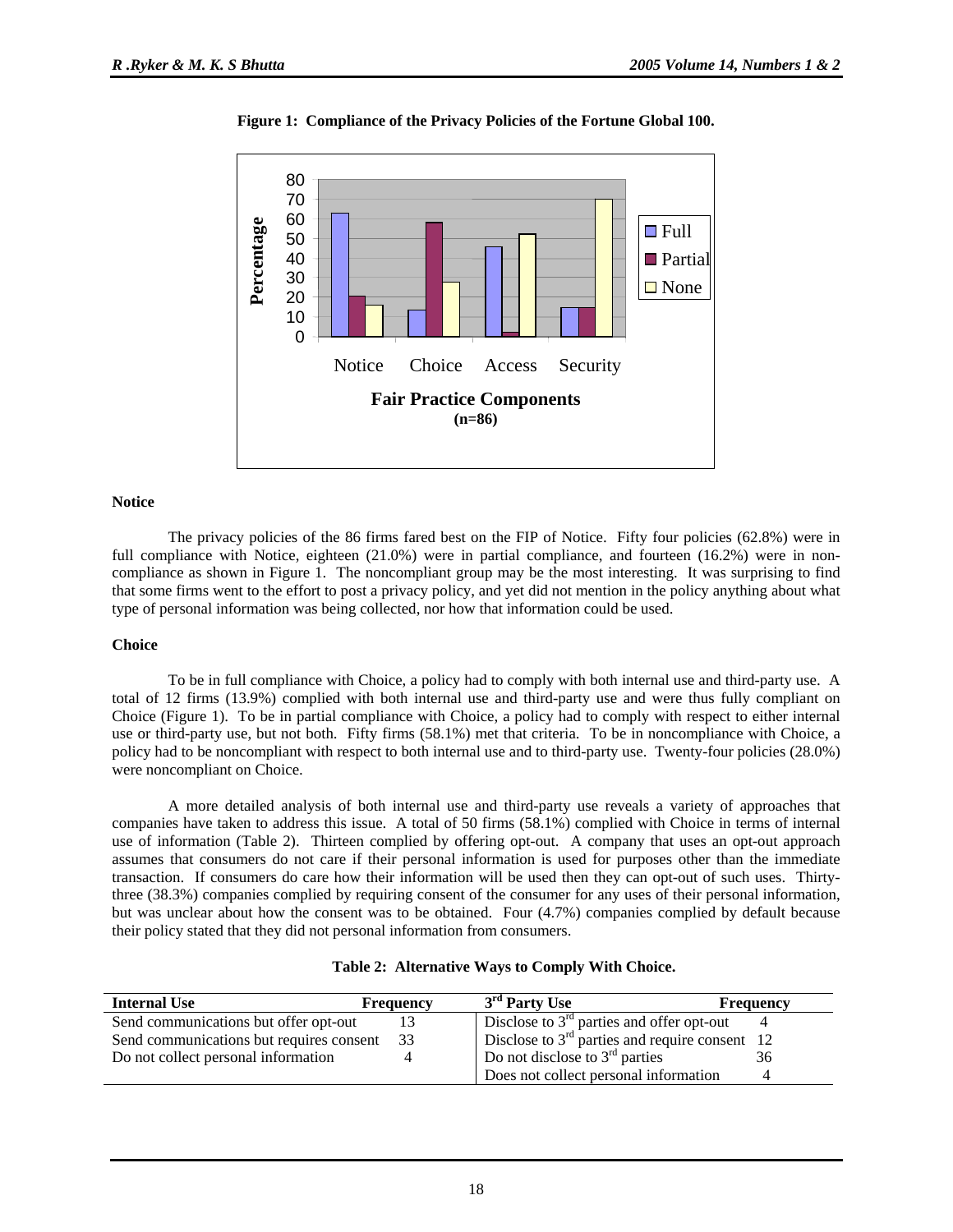**Figure 1: Compliance of the Privacy Policies of the Fortune Global 100.**

### Notice

The privacy policies of the 86 firms fared best on the FIP of Notice. Fifty four policies (62.8%) were in full compliance with Notice, eighteen (21.0%) were in partial compliance, and fourteen (16.2%) were in non-compliance as shown in Figure 1. The noncompliant group may be the most interesting. It was surprising to find that some firms went to the effort to post a privacy policy, and yet did not mention in the policy anything about what type of personal information was being collected, nor how that information could be used.

### Choice

To be in full compliance with Choice, a policy had to comply with both internal use and third-party use. A total of 12 firms (13.9%) complied with both internal use and third-party use and were thus fully compliant on Choice (Figure 1). To be in partial compliance with Choice, a policy had to comply with respect to either internal use or third-party use, but not both. Fifty firms (58.1%) met that criteria. To be in noncompliance with Choice, a policy had to be noncompliant with respect to both internal use and to third-party use. Twenty-four policies (28.0%) were noncompliant on Choice.

A more detailed analysis of both internal use and third-party use reveals a variety of approaches that companies have taken to address this issue. A total of 50 firms (58.1%) complied with Choice in terms of internal use of information (Table 2). Thirteen complied by offering opt-out. A company that uses an opt-out approach assumes that consumers do not care if their personal information is used for purposes other than the immediate transaction. If consumers do care how their information will be used then they can opt-out of such uses. Thirty-three (38.3%) companies complied by requiring consent of the consumer for any uses of their personal information, but was unclear about how the consent was to be obtained. Four (4.7%) companies complied by default because their policy stated that they did not personal information from consumers.

**Table 2: Alternative Ways to Comply With Choice.**

| Internal Use | Frequency | 3rd Party Use | Frequency |
|---|---|---|---|
| Send communications but offer opt-out | 13 | Disclose to 3rd parties and offer opt-out | 4 |
| Send communications but requires consent | 33 | Disclose to 3rd parties and require consent | 12 |
| Do not collect personal information | 4 | Do not disclose to 3rd parties | 36 |
| | | Does not collect personal information | 4 |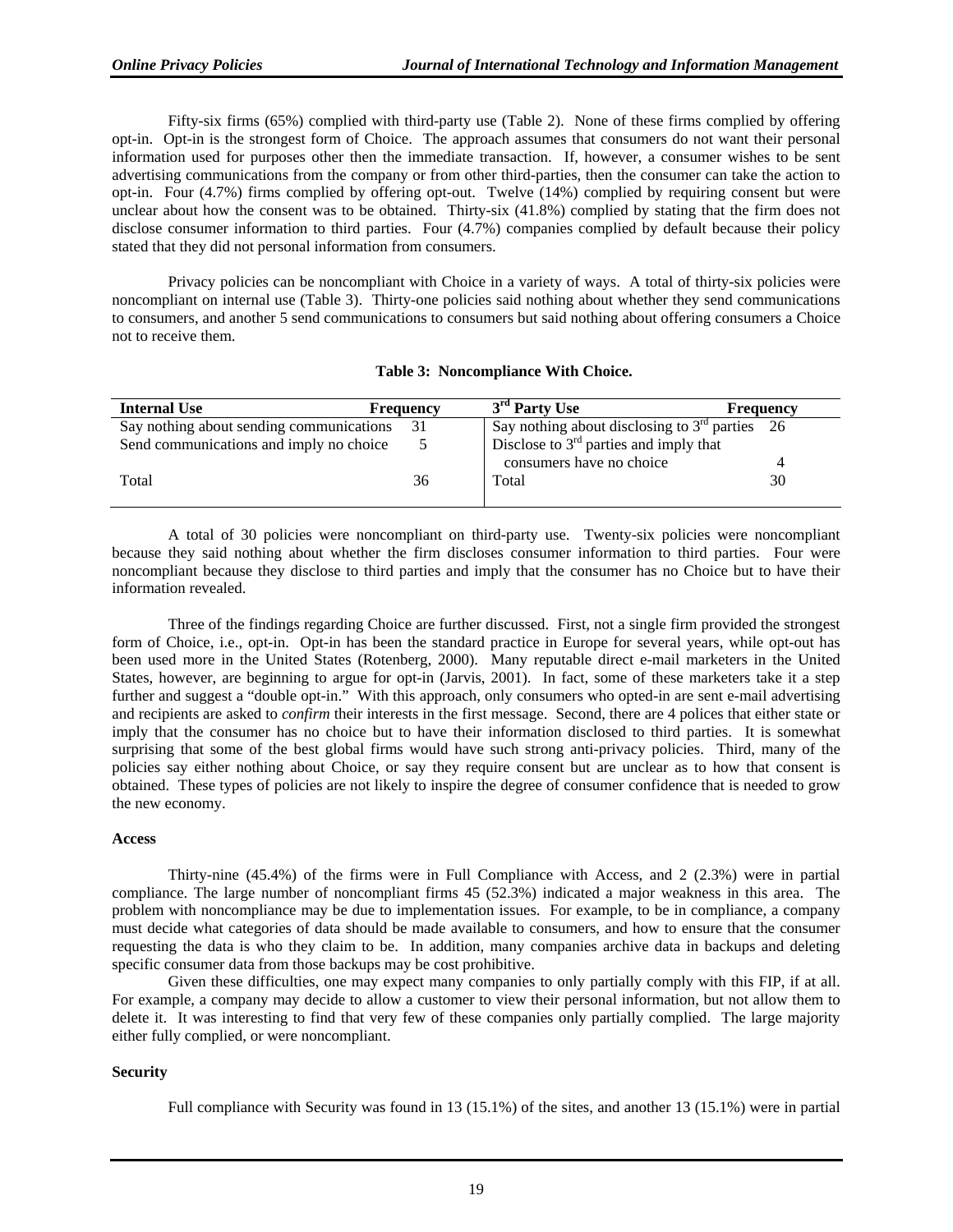Fifty-six firms (65%) complied with third-party use (Table 2). None of these firms complied by offering opt-in. Opt-in is the strongest form of Choice. The approach assumes that consumers do not want their personal information used for purposes other then the immediate transaction. If, however, a consumer wishes to be sent advertising communications from the company or from other third-parties, then the consumer can take the action to opt-in. Four (4.7%) firms complied by offering opt-out. Twelve (14%) complied by requiring consent but were unclear about how the consent was to be obtained. Thirty-six (41.8%) complied by stating that the firm does not disclose consumer information to third parties. Four (4.7%) companies complied by default because their policy stated that they did not personal information from consumers.

Privacy policies can be noncompliant with Choice in a variety of ways. A total of thirty-six policies were noncompliant on internal use (Table 3). Thirty-one policies said nothing about whether they send communications to consumers, and another 5 send communications to consumers but said nothing about offering consumers a Choice not to receive them.

**Table 3: Noncompliance With Choice.**

| Internal Use | Frequency | 3rd Party Use | Frequency |
|---|---|---|---|
| Say nothing about sending communications | 31 | Say nothing about disclosing to 3rd parties | 26 |
| Send communications and imply no choice | 5 | Disclose to 3rd parties and imply that consumers have no choice | 4 |
| Total | 36 | Total | 30 |

A total of 30 policies were noncompliant on third-party use. Twenty-six policies were noncompliant because they said nothing about whether the firm discloses consumer information to third parties. Four were noncompliant because they disclose to third parties and imply that the consumer has no Choice but to have their information revealed.

Three of the findings regarding Choice are further discussed. First, not a single firm provided the strongest form of Choice, i.e., opt-in. Opt-in has been the standard practice in Europe for several years, while opt-out has been used more in the United States (Rotenberg, 2000). Many reputable direct e-mail marketers in the United States, however, are beginning to argue for opt-in (Jarvis, 2001). In fact, some of these marketers take it a step further and suggest a "double opt-in." With this approach, only consumers who opted-in are sent e-mail advertising and recipients are asked to *confirm* their interests in the first message. Second, there are 4 polices that either state or imply that the consumer has no choice but to have their information disclosed to third parties. It is somewhat surprising that some of the best global firms would have such strong anti-privacy policies. Third, many of the policies say either nothing about Choice, or say they require consent but are unclear as to how that consent is obtained. These types of policies are not likely to inspire the degree of consumer confidence that is needed to grow the new economy.

**Access**

Thirty-nine (45.4%) of the firms were in Full Compliance with Access, and 2 (2.3%) were in partial compliance. The large number of noncompliant firms 45 (52.3%) indicated a major weakness in this area. The problem with noncompliance may be due to implementation issues. For example, to be in compliance, a company must decide what categories of data should be made available to consumers, and how to ensure that the consumer requesting the data is who they claim to be. In addition, many companies archive data in backups and deleting specific consumer data from those backups may be cost prohibitive.

Given these difficulties, one may expect many companies to only partially comply with this FIP, if at all. For example, a company may decide to allow a customer to view their personal information, but not allow them to delete it. It was interesting to find that very few of these companies only partially complied. The large majority either fully complied, or were noncompliant.

**Security**

Full compliance with Security was found in 13 (15.1%) of the sites, and another 13 (15.1%) were in partial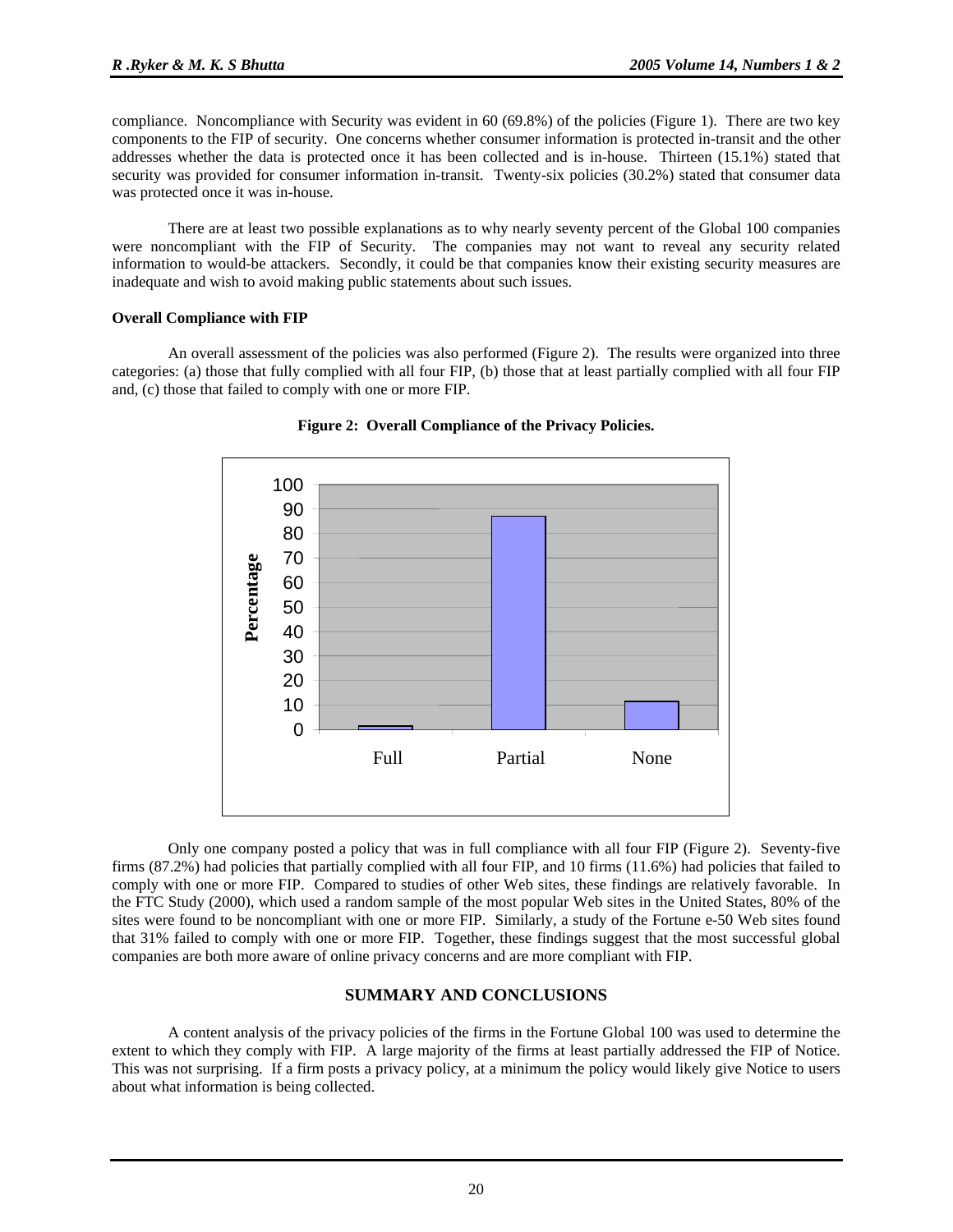compliance. Noncompliance with Security was evident in 60 (69.8%) of the policies (Figure 1). There are two key components to the FIP of security. One concerns whether consumer information is protected in-transit and the other addresses whether the data is protected once it has been collected and is in-house. Thirteen (15.1%) stated that security was provided for consumer information in-transit. Twenty-six policies (30.2%) stated that consumer data was protected once it was in-house.

There are at least two possible explanations as to why nearly seventy percent of the Global 100 companies were noncompliant with the FIP of Security. The companies may not want to reveal any security related information to would-be attackers. Secondly, it could be that companies know their existing security measures are inadequate and wish to avoid making public statements about such issues.

**Overall Compliance with FIP**

An overall assessment of the policies was also performed (Figure 2). The results were organized into three categories: (a) those that fully complied with all four FIP, (b) those that at least partially complied with all four FIP and, (c) those that failed to comply with one or more FIP.

**Figure 2: Overall Compliance of the Privacy Policies.**

Only one company posted a policy that was in full compliance with all four FIP (Figure 2). Seventy-five firms (87.2%) had policies that partially complied with all four FIP, and 10 firms (11.6%) had policies that failed to comply with one or more FIP. Compared to studies of other Web sites, these findings are relatively favorable. In the FTC Study (2000), which used a random sample of the most popular Web sites in the United States, 80% of the sites were found to be noncompliant with one or more FIP. Similarly, a study of the Fortune e-50 Web sites found that 31% failed to comply with one or more FIP. Together, these findings suggest that the most successful global companies are both more aware of online privacy concerns and are more compliant with FIP.

## SUMMARY AND CONCLUSIONS

A content analysis of the privacy policies of the firms in the Fortune Global 100 was used to determine the extent to which they comply with FIP. A large majority of the firms at least partially addressed the FIP of Notice. This was not surprising. If a firm posts a privacy policy, at a minimum the policy would likely give Notice to users about what information is being collected.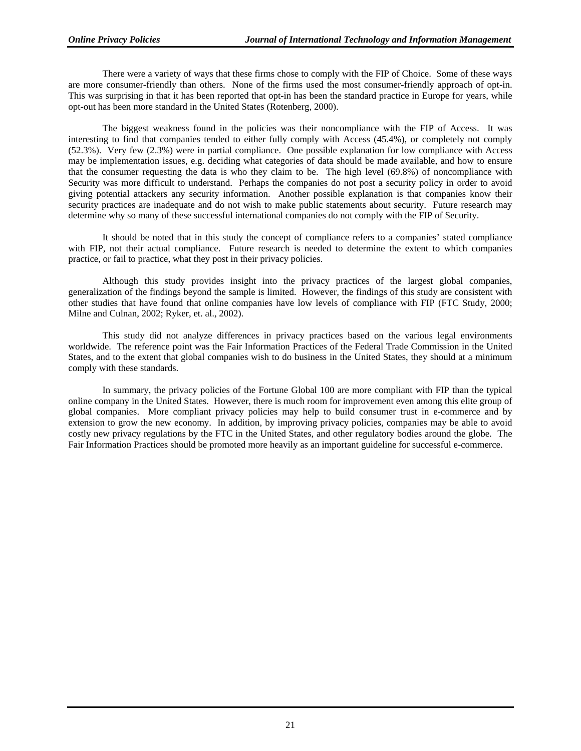There were a variety of ways that these firms chose to comply with the FIP of Choice. Some of these ways are more consumer-friendly than others. None of the firms used the most consumer-friendly approach of opt-in. This was surprising in that it has been reported that opt-in has been the standard practice in Europe for years, while opt-out has been more standard in the United States (Rotenberg, 2000).

The biggest weakness found in the policies was their noncompliance with the FIP of Access. It was interesting to find that companies tended to either fully comply with Access (45.4%), or completely not comply (52.3%). Very few (2.3%) were in partial compliance. One possible explanation for low compliance with Access may be implementation issues, e.g. deciding what categories of data should be made available, and how to ensure that the consumer requesting the data is who they claim to be. The high level (69.8%) of noncompliance with Security was more difficult to understand. Perhaps the companies do not post a security policy in order to avoid giving potential attackers any security information. Another possible explanation is that companies know their security practices are inadequate and do not wish to make public statements about security. Future research may determine why so many of these successful international companies do not comply with the FIP of Security.

It should be noted that in this study the concept of compliance refers to a companies' stated compliance with FIP, not their actual compliance. Future research is needed to determine the extent to which companies practice, or fail to practice, what they post in their privacy policies.

Although this study provides insight into the privacy practices of the largest global companies, generalization of the findings beyond the sample is limited. However, the findings of this study are consistent with other studies that have found that online companies have low levels of compliance with FIP (FTC Study, 2000; Milne and Culnan, 2002; Ryker, et. al., 2002).

This study did not analyze differences in privacy practices based on the various legal environments worldwide. The reference point was the Fair Information Practices of the Federal Trade Commission in the United States, and to the extent that global companies wish to do business in the United States, they should at a minimum comply with these standards.

In summary, the privacy policies of the Fortune Global 100 are more compliant with FIP than the typical online company in the United States. However, there is much room for improvement even among this elite group of global companies. More compliant privacy policies may help to build consumer trust in e-commerce and by extension to grow the new economy. In addition, by improving privacy policies, companies may be able to avoid costly new privacy regulations by the FTC in the United States, and other regulatory bodies around the globe. The Fair Information Practices should be promoted more heavily as an important guideline for successful e-commerce.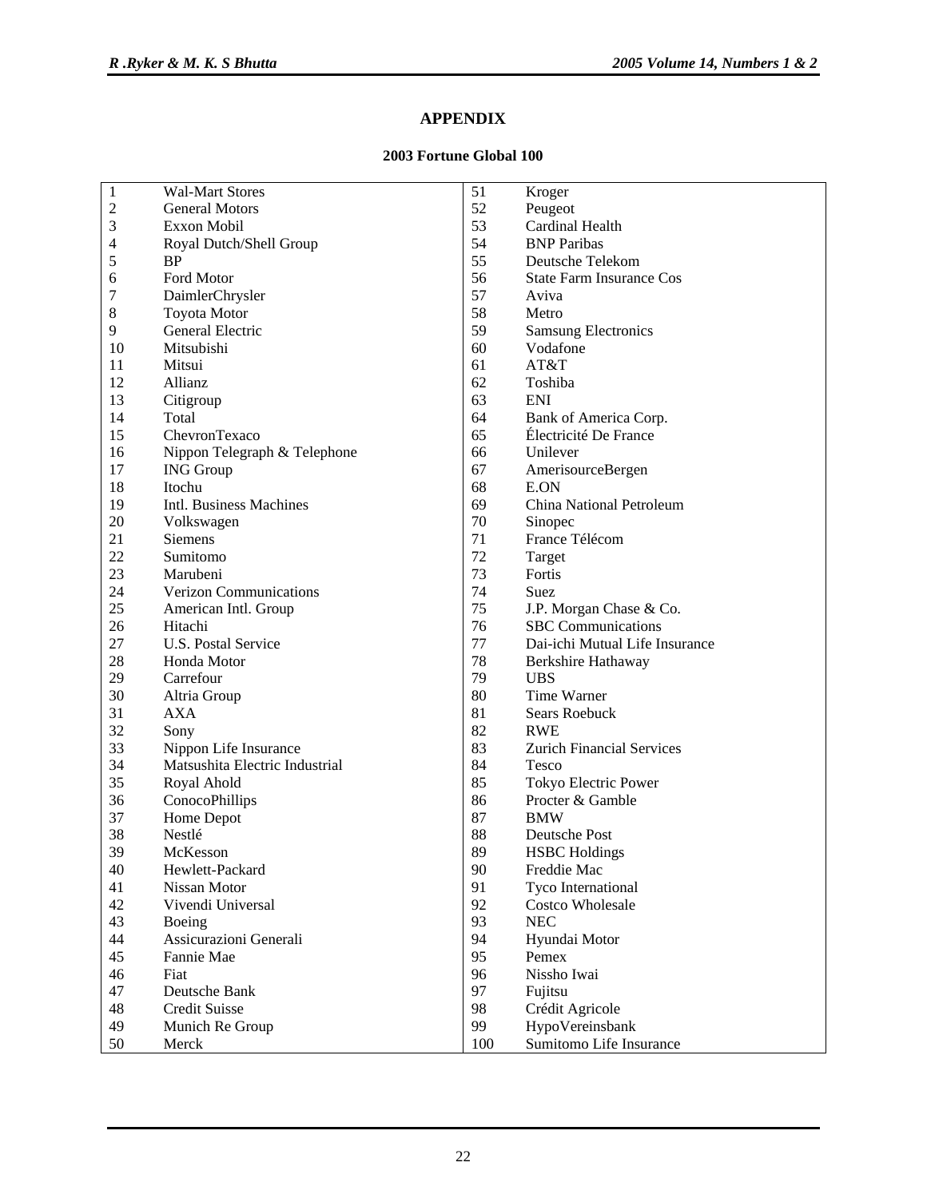# APPENDIX

### 2003 Fortune Global 100

| | | | |
|---|---|---|---|
| 1 | Wal-Mart Stores | 51 | Kroger |
| 2 | General Motors | 52 | Peugeot |
| 3 | Exxon Mobil | 53 | Cardinal Health |
| 4 | Royal Dutch/Shell Group | 54 | BNP Paribas |
| 5 | BP | 55 | Deutsche Telekom |
| 6 | Ford Motor | 56 | State Farm Insurance Cos |
| 7 | DaimlerChrysler | 57 | Aviva |
| 8 | Toyota Motor | 58 | Metro |
| 9 | General Electric | 59 | Samsung Electronics |
| 10 | Mitsubishi | 60 | Vodafone |
| 11 | Mitsui | 61 | AT&T |
| 12 | Allianz | 62 | Toshiba |
| 13 | Citigroup | 63 | ENI |
| 14 | Total | 64 | Bank of America Corp. |
| 15 | ChevronTexaco | 65 | Électricité De France |
| 16 | Nippon Telegraph & Telephone | 66 | Unilever |
| 17 | ING Group | 67 | AmerisourceBergen |
| 18 | Itochu | 68 | E.ON |
| 19 | Intl. Business Machines | 69 | China National Petroleum |
| 20 | Volkswagen | 70 | Sinopec |
| 21 | Siemens | 71 | France Télécom |
| 22 | Sumitomo | 72 | Target |
| 23 | Marubeni | 73 | Fortis |
| 24 | Verizon Communications | 74 | Suez |
| 25 | American Intl. Group | 75 | J.P. Morgan Chase & Co. |
| 26 | Hitachi | 76 | SBC Communications |
| 27 | U.S. Postal Service | 77 | Dai-ichi Mutual Life Insurance |
| 28 | Honda Motor | 78 | Berkshire Hathaway |
| 29 | Carrefour | 79 | UBS |
| 30 | Altria Group | 80 | Time Warner |
| 31 | AXA | 81 | Sears Roebuck |
| 32 | Sony | 82 | RWE |
| 33 | Nippon Life Insurance | 83 | Zurich Financial Services |
| 34 | Matsushita Electric Industrial | 84 | Tesco |
| 35 | Royal Ahold | 85 | Tokyo Electric Power |
| 36 | ConocoPhillips | 86 | Procter & Gamble |
| 37 | Home Depot | 87 | BMW |
| 38 | Nestlé | 88 | Deutsche Post |
| 39 | McKesson | 89 | HSBC Holdings |
| 40 | Hewlett-Packard | 90 | Freddie Mac |
| 41 | Nissan Motor | 91 | Tyco International |
| 42 | Vivendi Universal | 92 | Costco Wholesale |
| 43 | Boeing | 93 | NEC |
| 44 | Assicurazioni Generali | 94 | Hyundai Motor |
| 45 | Fannie Mae | 95 | Pemex |
| 46 | Fiat | 96 | Nissho Iwai |
| 47 | Deutsche Bank | 97 | Fujitsu |
| 48 | Credit Suisse | 98 | Crédit Agricole |
| 49 | Munich Re Group | 99 | HypoVereinsbank |
| 50 | Merck | 100 | Sumitomo Life Insurance |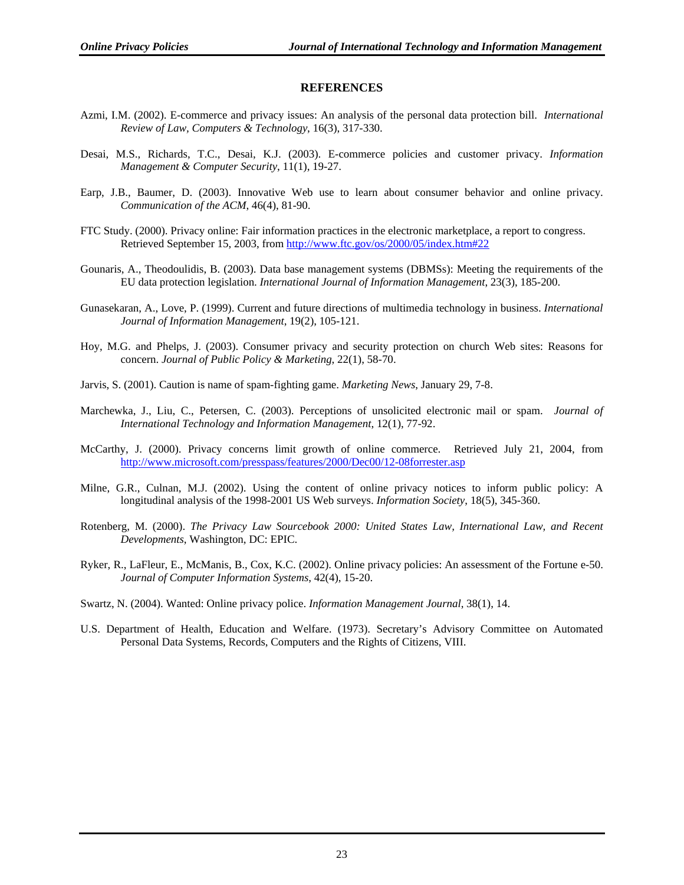## REFERENCES

Azmi, I.M. (2002). E-commerce and privacy issues: An analysis of the personal data protection bill. *International Review of Law, Computers & Technology*, 16(3), 317-330.

Desai, M.S., Richards, T.C., Desai, K.J. (2003). E-commerce policies and customer privacy. *Information Management & Computer Security*, 11(1), 19-27.

Earp, J.B., Baumer, D. (2003). Innovative Web use to learn about consumer behavior and online privacy. *Communication of the ACM*, 46(4), 81-90.

FTC Study. (2000). Privacy online: Fair information practices in the electronic marketplace, a report to congress. Retrieved September 15, 2003, from http://www.ftc.gov/os/2000/05/index.htm#22

Gounaris, A., Theodoulidis, B. (2003). Data base management systems (DBMSs): Meeting the requirements of the EU data protection legislation. *International Journal of Information Management*, 23(3), 185-200.

Gunasekaran, A., Love, P. (1999). Current and future directions of multimedia technology in business. *International Journal of Information Management*, 19(2), 105-121.

Hoy, M.G. and Phelps, J. (2003). Consumer privacy and security protection on church Web sites: Reasons for concern. *Journal of Public Policy & Marketing*, 22(1), 58-70.

Jarvis, S. (2001). Caution is name of spam-fighting game. *Marketing News*, January 29, 7-8.

Marchewka, J., Liu, C., Petersen, C. (2003). Perceptions of unsolicited electronic mail or spam. *Journal of International Technology and Information Management*, 12(1), 77-92.

McCarthy, J. (2000). Privacy concerns limit growth of online commerce. Retrieved July 21, 2004, from http://www.microsoft.com/presspass/features/2000/Dec00/12-08forrester.asp

Milne, G.R., Culnan, M.J. (2002). Using the content of online privacy notices to inform public policy: A longitudinal analysis of the 1998-2001 US Web surveys. *Information Society*, 18(5), 345-360.

Rotenberg, M. (2000). *The Privacy Law Sourcebook 2000: United States Law, International Law, and Recent Developments*, Washington, DC: EPIC.

Ryker, R., LaFleur, E., McManis, B., Cox, K.C. (2002). Online privacy policies: An assessment of the Fortune e-50. *Journal of Computer Information Systems*, 42(4), 15-20.

Swartz, N. (2004). Wanted: Online privacy police. *Information Management Journal*, 38(1), 14.

U.S. Department of Health, Education and Welfare. (1973). Secretary's Advisory Committee on Automated Personal Data Systems, Records, Computers and the Rights of Citizens, VIII.